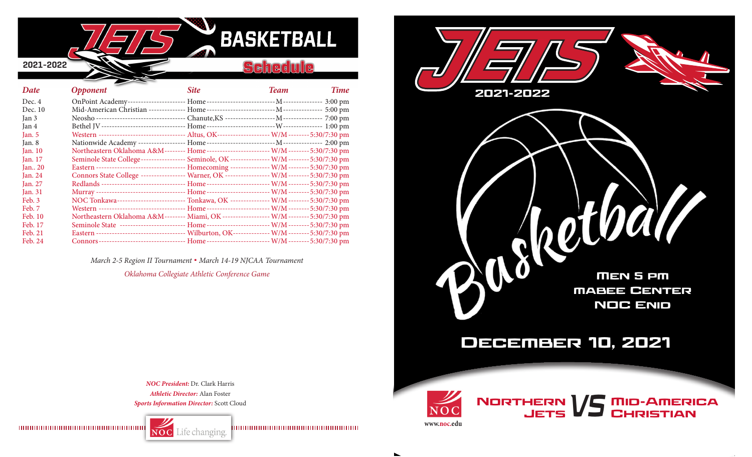# JETS BASKETBALL

2021-2022

## Schedule

| Date | Opponent | Site | Team | Time |
|---|---|---|---|---|
| Dec. 4 | OnPoint Academy | Home | M | 3:00 pm |
| Dec. 10 | Mid-American Christian | Home | M | 5:00 pm |
| Jan 3 | Neosho | Chanute,KS | M | 7:00 pm |
| Jan 4 | Bethel JV | Home | W | 1:00 pm |
| Jan. 5 | Western | Altus, OK | W/M | 5:30/7:30 pm |
| Jan. 8 | Nationwide Academy | Home | M | 2:00 pm |
| Jan. 10 | Northeastern Oklahoma A&M | Home | W/M | 5:30/7:30 pm |
| Jan. 17 | Seminole State College | Seminole, OK | W/M | 5:30/7:30 pm |
| Jan.. 20 | Eastern | Homecoming | W/M | 5:30/7:30 pm |
| Jan. 24 | Connors State College | Warner, OK | W/M | 5:30/7:30 pm |
| Jan. 27 | Redlands | Home | W/M | 5:30/7:30 pm |
| Jan. 31 | Murray | Home | W/M | 5:30/7:30 pm |
| Feb. 3 | NOC Tonkawa | Tonkawa, OK | W/M | 5:30/7:30 pm |
| Feb. 7 | Western | Home | W/M | 5:30/7:30 pm |
| Feb. 10 | Northeastern Oklahoma A&M | Miami, OK | W/M | 5:30/7:30 pm |
| Feb. 17 | Seminole State | Home | W/M | 5:30/7:30 pm |
| Feb. 21 | Eastern | Wilburton, OK | W/M | 5:30/7:30 pm |
| Feb. 24 | Connors | Home | W/M | 5:30/7:30 pm |

*March 2-5 Region II Tournament ▪ March 14-19 NJCAA Tournament*

*Oklahoma Collegiate Athletic Conference Game*

***NOC President:*** Dr. Clark Harris
***Athletic Director:*** Alan Foster
***Sports Information Director:*** Scott Cloud

NOC Life changing.

# JETS

2021-2022

Basketball

MEN 5 PM
MABEE CENTER
NOC ENID

## DECEMBER 10, 2021

NOC

www.noc.edu

NORTHERN JETS VS MID-AMERICA CHRISTIAN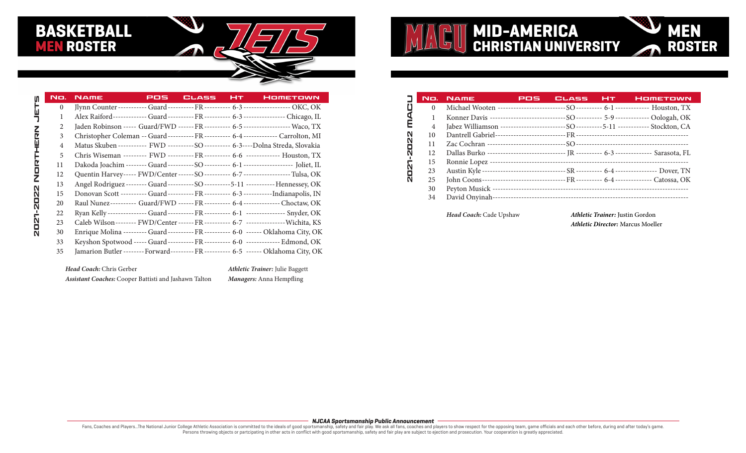# BASKETBALL MEN ROSTER

## 2021-2022 NORTHERN JETS

| No. | Name | Pos | Class | Ht | Hometown |
| --- | --- | --- | --- | --- | --- |
| 0 | Jlynn Counter | Guard | FR | 6-3 | OKC, OK |
| 1 | Alex Raiford | Guard | FR | 6-3 | Chicago, IL |
| 2 | Jaden Robinson | Guard/FWD | FR | 6-5 | Waco, TX |
| 3 | Christopher Coleman | Guard | FR | 6-4 | Carrolton, MI |
| 4 | Matus Skuben | FWD | SO | 6-3 | Dolna Streda, Slovakia |
| 5 | Chris Wiseman | FWD | FR | 6-6 | Houston, TX |
| 11 | Dakoda Joachim | Guard | SO | 6-1 | Joliet, IL |
| 12 | Quentin Harvey | FWD/Center | SO | 6-7 | Tulsa, OK |
| 13 | Angel Rodriguez | Guard | SO | 5-11 | Hennessey, OK |
| 15 | Donovan Scott | Guard | FR | 6-3 | Indianapolis, IN |
| 20 | Raul Nunez | Guard/FWD | FR | 6-4 | Choctaw, OK |
| 22 | Ryan Kelly | Guard | FR | 6-1 | Snyder, OK |
| 23 | Caleb Wilson | FWD/Center | FR | 6-7 | Wichita, KS |
| 30 | Enrique Molina | Guard | FR | 6-0 | Oklahoma City, OK |
| 33 | Keyshon Spotwood | Guard | FR | 6-0 | Edmond, OK |
| 35 | Jamarion Butler | Forward | FR | 6-5 | Oklahoma City, OK |

***Head Coach:*** Chris Gerber

***Assistant Coaches:*** Cooper Battisti and Jashawn Talton

***Athletic Trainer:*** Julie Baggett

***Managers:*** Anna Hempfling

# MACU MID-AMERICA CHRISTIAN UNIVERSITY MEN ROSTER

## 2021-2022 MACU

| No. | Name | Pos | Class | Ht | Hometown |
| --- | --- | --- | --- | --- | --- |
| 0 | Michael Wooten | | SO | 6-1 | Houston, TX |
| 1 | Konner Davis | | SO | 5-9 | Oologah, OK |
| 4 | Jabez Williamson | | SO | 5-11 | Stockton, CA |
| 10 | Dantrell Gabriel | | FR | | |
| 11 | Zac Cochran | | SO | | |
| 12 | Dallas Burko | | JR | 6-3 | Sarasota, FL |
| 15 | Ronnie Lopez | | | | |
| 23 | Austin Kyle | | SR | 6-4 | Dover, TN |
| 25 | John Coons | | FR | 6-4 | Catossa, OK |
| 30 | Peyton Musick | | | | |
| 34 | David Onyinah | | | | |

***Head Coach:*** Cade Upshaw

***Athletic Trainer:*** Justin Gordon

***Athletic Director:*** Marcus Moeller

***NJCAA Sportsmanship Public Announcement***

Fans, Coaches and Players...The National Junior College Athletic Association is committed to the ideals of good sportsmanship, safety and fair play. We ask all fans, coaches and players to show respect for the opposing team, game officials and each other before, during and after today's game. Persons throwing objects or partcipating in other acts in conflict with good sportsmanship, safety and fair play are subject to ejection and prosecution. Your cooperation is greatly appreciated.